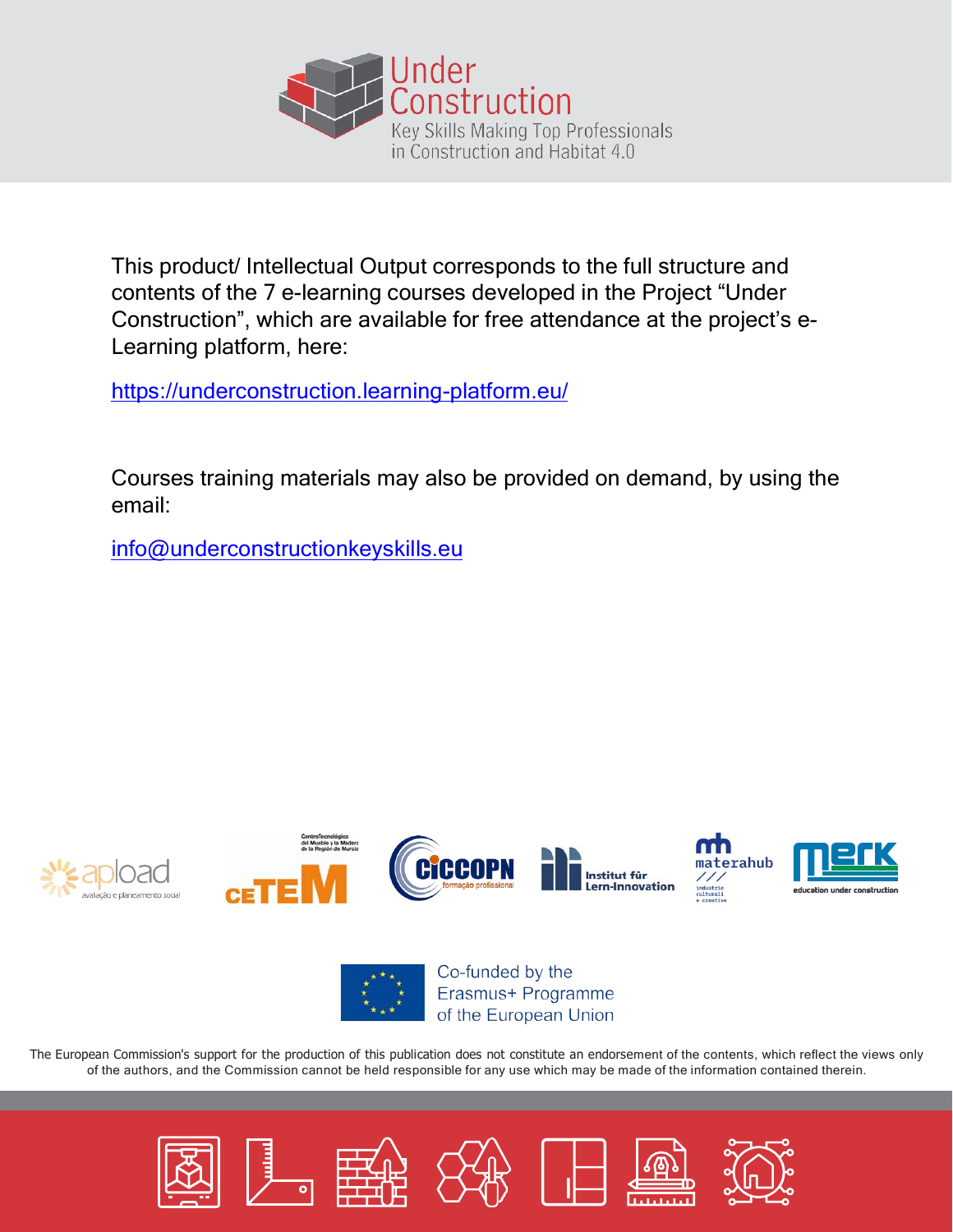# Under Construction

Key Skills Making Top Professionals in Construction and Habitat 4.0

This product/ Intellectual Output corresponds to the full structure and contents of the 7 e-learning courses developed in the Project "Under Construction", which are available for free attendance at the project's e-Learning platform, here:

https://underconstruction.learning-platform.eu/

Courses training materials may also be provided on demand, by using the email:

info@underconstructionkeyskills.eu

Co-funded by the Erasmus+ Programme of the European Union

The European Commission's support for the production of this publication does not constitute an endorsement of the contents, which reflect the views only of the authors, and the Commission cannot be held responsible for any use which may be made of the information contained therein.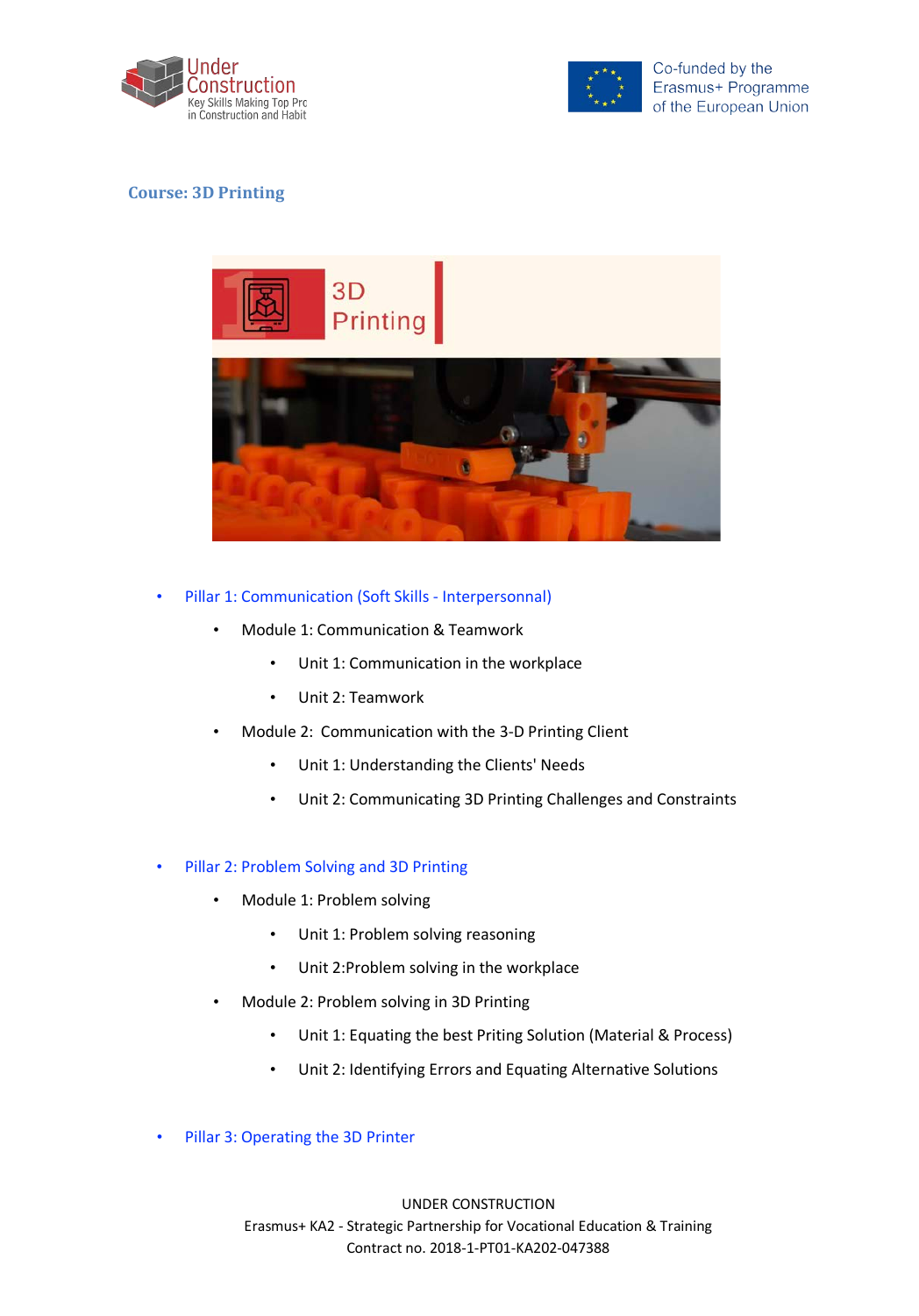**Course: 3D Printing**

- Pillar 1: Communication (Soft Skills - Interpersonnal)
  - Module 1: Communication & Teamwork
    - Unit 1: Communication in the workplace
    - Unit 2: Teamwork
  - Module 2:  Communication with the 3-D Printing Client
    - Unit 1: Understanding the Clients' Needs
    - Unit 2: Communicating 3D Printing Challenges and Constraints

- Pillar 2: Problem Solving and 3D Printing
  - Module 1: Problem solving
    - Unit 1: Problem solving reasoning
    - Unit 2:Problem solving in the workplace
  - Module 2: Problem solving in 3D Printing
    - Unit 1: Equating the best Priting Solution (Material & Process)
    - Unit 2: Identifying Errors and Equating Alternative Solutions

- Pillar 3: Operating the 3D Printer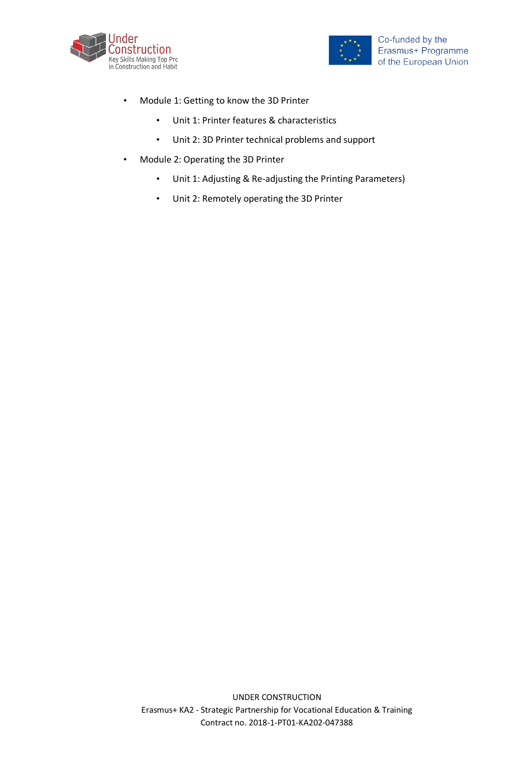- Module 1: Getting to know the 3D Printer
    - Unit 1: Printer features & characteristics
    - Unit 2: 3D Printer technical problems and support
- Module 2: Operating the 3D Printer
    - Unit 1: Adjusting & Re-adjusting the Printing Parameters)
    - Unit 2: Remotely operating the 3D Printer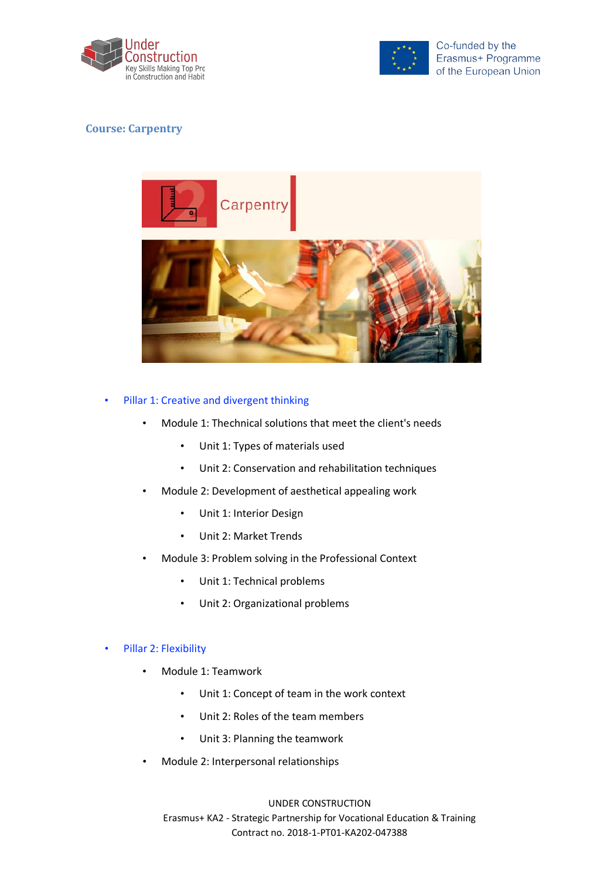Course: Carpentry

- Pillar 1: Creative and divergent thinking
  - Module 1: Thechnical solutions that meet the client's needs
    - Unit 1: Types of materials used
    - Unit 2: Conservation and rehabilitation techniques
  - Module 2: Development of aesthetical appealing work
    - Unit 1: Interior Design
    - Unit 2: Market Trends
  - Module 3: Problem solving in the Professional Context
    - Unit 1: Technical problems
    - Unit 2: Organizational problems

- Pillar 2: Flexibility
  - Module 1: Teamwork
    - Unit 1: Concept of team in the work context
    - Unit 2: Roles of the team members
    - Unit 3: Planning the teamwork
  - Module 2: Interpersonal relationships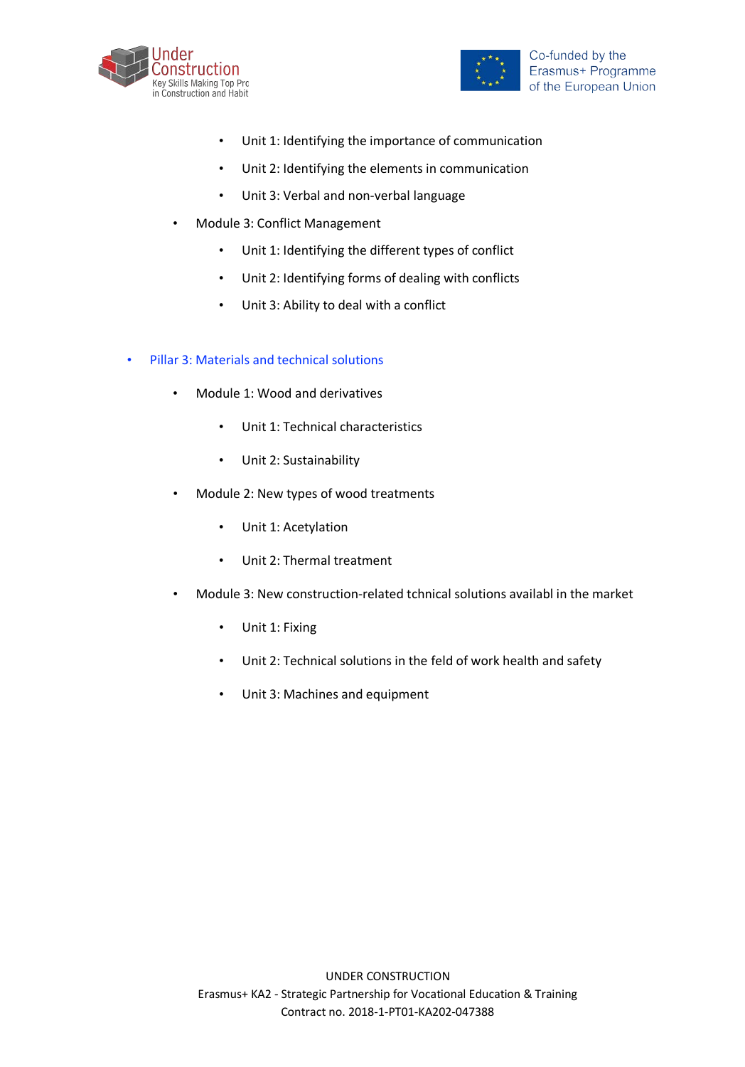- Unit 1: Identifying the importance of communication
    - Unit 2: Identifying the elements in communication
    - Unit 3: Verbal and non-verbal language
  - Module 3: Conflict Management
    - Unit 1: Identifying the different types of conflict
    - Unit 2: Identifying forms of dealing with conflicts
    - Unit 3: Ability to deal with a conflict

- Pillar 3: Materials and technical solutions
  - Module 1: Wood and derivatives
    - Unit 1: Technical characteristics
    - Unit 2: Sustainability
  - Module 2: New types of wood treatments
    - Unit 1: Acetylation
    - Unit 2: Thermal treatment
  - Module 3: New construction-related tchnical solutions availabl in the market
    - Unit 1: Fixing
    - Unit 2: Technical solutions in the feld of work health and safety
    - Unit 3: Machines and equipment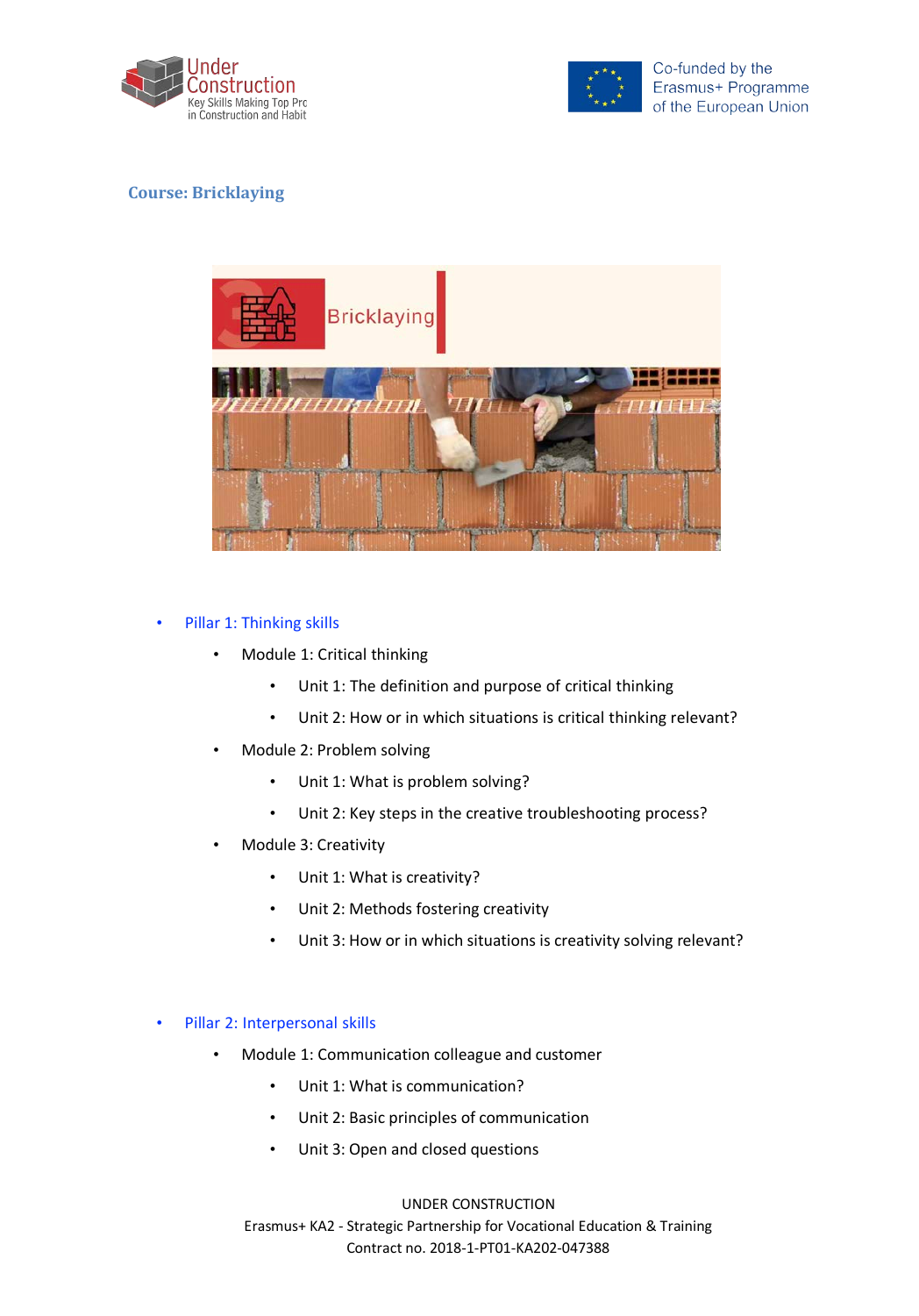## Course: Bricklaying

- Pillar 1: Thinking skills
  - Module 1: Critical thinking
    - Unit 1: The definition and purpose of critical thinking
    - Unit 2: How or in which situations is critical thinking relevant?
  - Module 2: Problem solving
    - Unit 1: What is problem solving?
    - Unit 2: Key steps in the creative troubleshooting process?
  - Module 3: Creativity
    - Unit 1: What is creativity?
    - Unit 2: Methods fostering creativity
    - Unit 3: How or in which situations is creativity solving relevant?

- Pillar 2: Interpersonal skills
  - Module 1: Communication colleague and customer
    - Unit 1: What is communication?
    - Unit 2: Basic principles of communication
    - Unit 3: Open and closed questions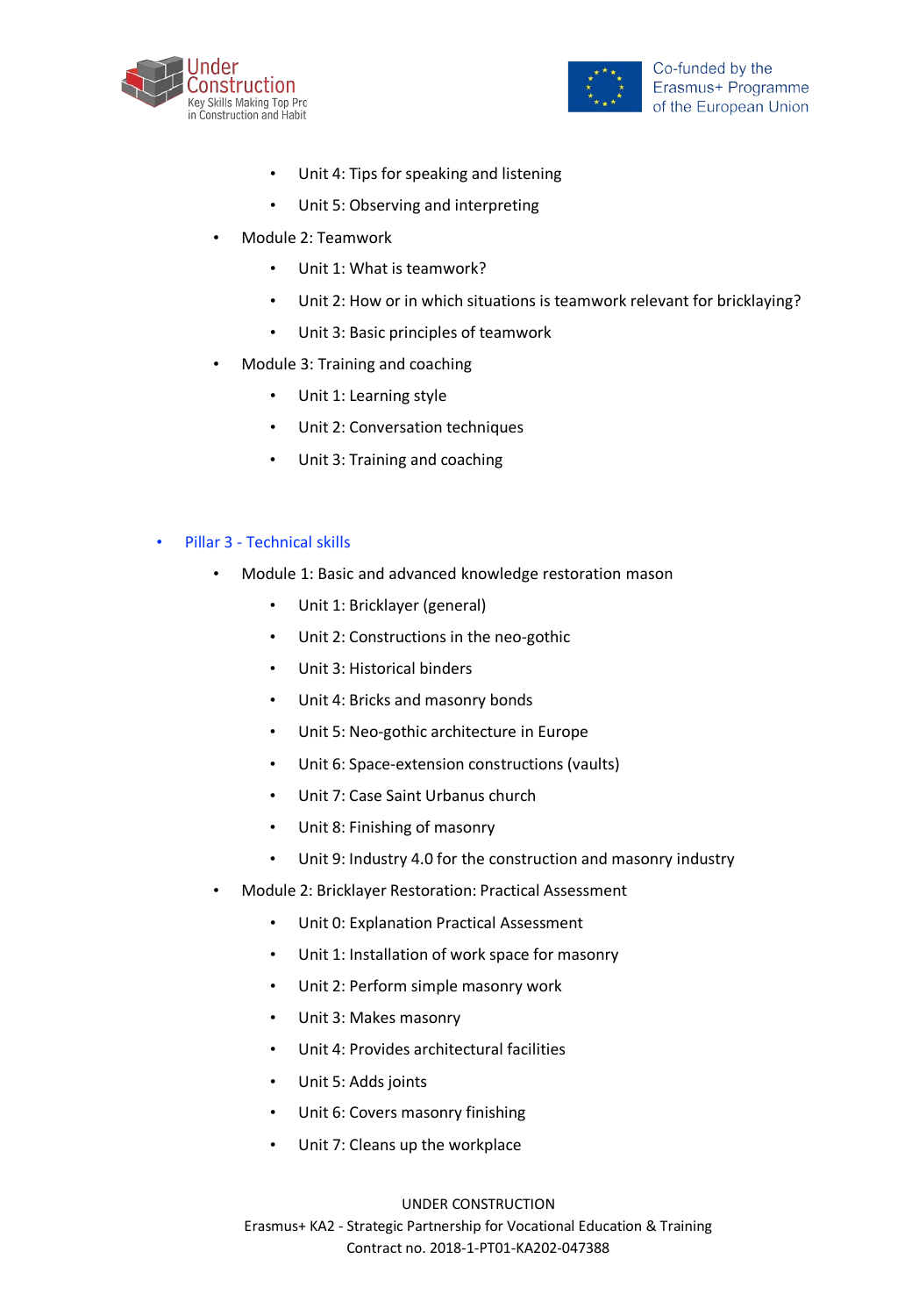- Unit 4: Tips for speaking and listening
- Unit 5: Observing and interpreting

- Module 2: Teamwork
  - Unit 1: What is teamwork?
  - Unit 2: How or in which situations is teamwork relevant for bricklaying?
  - Unit 3: Basic principles of teamwork
- Module 3: Training and coaching
  - Unit 1: Learning style
  - Unit 2: Conversation techniques
  - Unit 3: Training and coaching

- Pillar 3 - Technical skills
  - Module 1: Basic and advanced knowledge restoration mason
    - Unit 1: Bricklayer (general)
    - Unit 2: Constructions in the neo-gothic
    - Unit 3: Historical binders
    - Unit 4: Bricks and masonry bonds
    - Unit 5: Neo-gothic architecture in Europe
    - Unit 6: Space-extension constructions (vaults)
    - Unit 7: Case Saint Urbanus church
    - Unit 8: Finishing of masonry
    - Unit 9: Industry 4.0 for the construction and masonry industry
  - Module 2: Bricklayer Restoration: Practical Assessment
    - Unit 0: Explanation Practical Assessment
    - Unit 1: Installation of work space for masonry
    - Unit 2: Perform simple masonry work
    - Unit 3: Makes masonry
    - Unit 4: Provides architectural facilities
    - Unit 5: Adds joints
    - Unit 6: Covers masonry finishing
    - Unit 7: Cleans up the workplace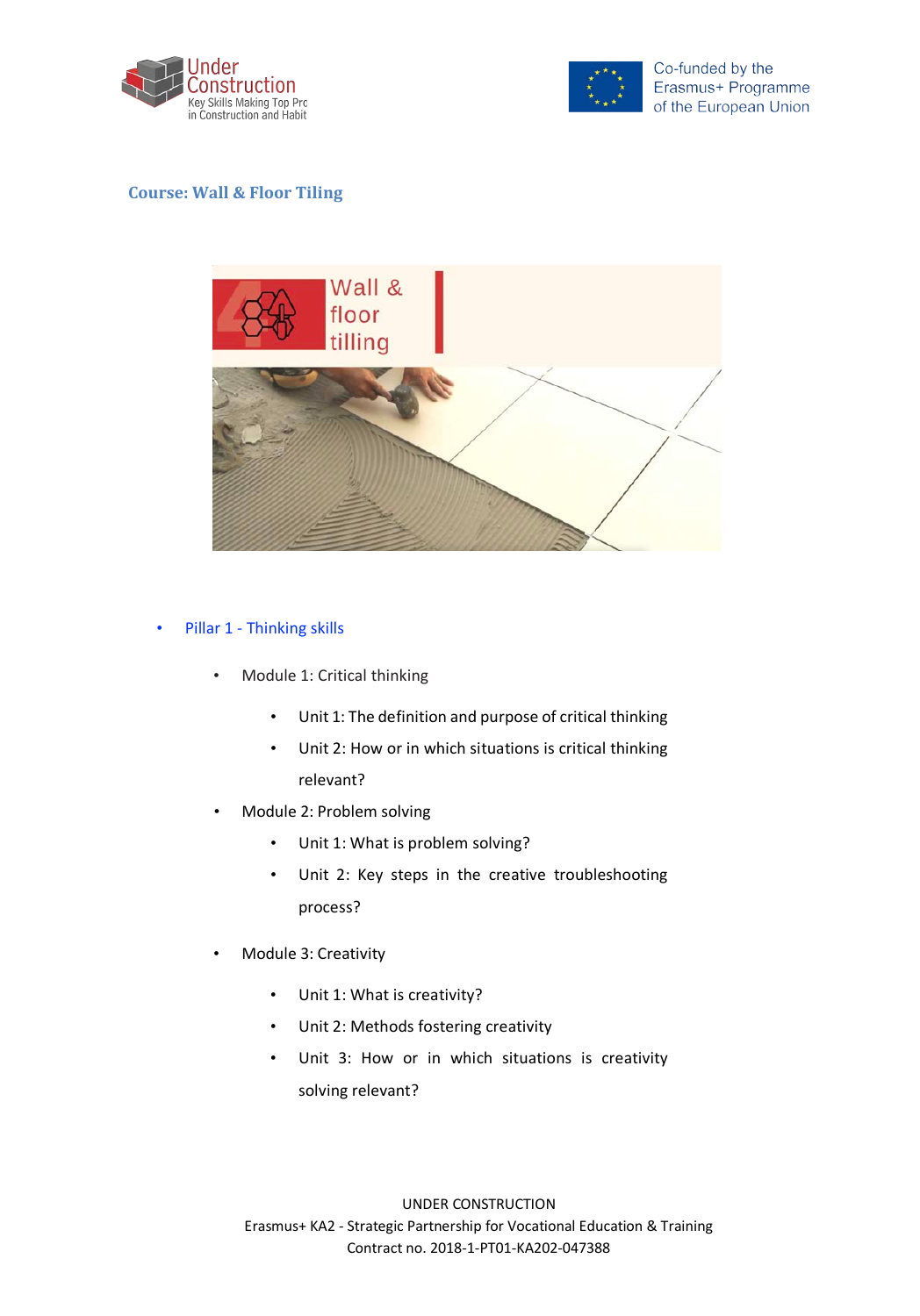**Course: Wall & Floor Tiling**

- Pillar 1 - Thinking skills
  - Module 1: Critical thinking
    - Unit 1: The definition and purpose of critical thinking
    - Unit 2: How or in which situations is critical thinking relevant?
  - Module 2: Problem solving
    - Unit 1: What is problem solving?
    - Unit 2: Key steps in the creative troubleshooting process?
  - Module 3: Creativity
    - Unit 1: What is creativity?
    - Unit 2: Methods fostering creativity
    - Unit 3: How or in which situations is creativity solving relevant?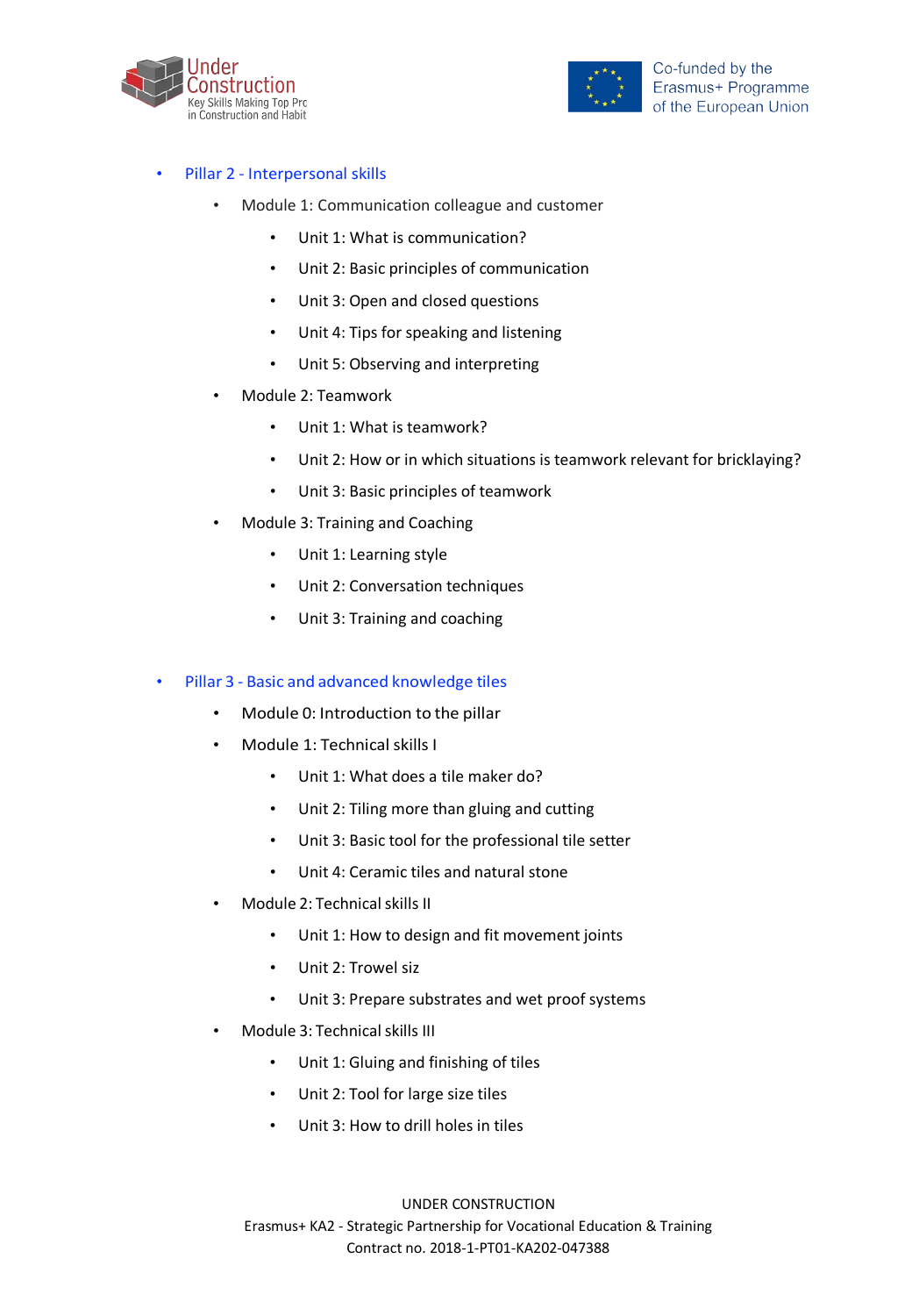- Pillar 2 - Interpersonal skills
    - Module 1: Communication colleague and customer
        - Unit 1: What is communication?
        - Unit 2: Basic principles of communication
        - Unit 3: Open and closed questions
        - Unit 4: Tips for speaking and listening
        - Unit 5: Observing and interpreting
    - Module 2: Teamwork
        - Unit 1: What is teamwork?
        - Unit 2: How or in which situations is teamwork relevant for bricklaying?
        - Unit 3: Basic principles of teamwork
    - Module 3: Training and Coaching
        - Unit 1: Learning style
        - Unit 2: Conversation techniques
        - Unit 3: Training and coaching

- Pillar 3 - Basic and advanced knowledge tiles
    - Module 0: Introduction to the pillar
    - Module 1: Technical skills I
        - Unit 1: What does a tile maker do?
        - Unit 2: Tiling more than gluing and cutting
        - Unit 3: Basic tool for the professional tile setter
        - Unit 4: Ceramic tiles and natural stone
    - Module 2: Technical skills II
        - Unit 1: How to design and fit movement joints
        - Unit 2: Trowel siz
        - Unit 3: Prepare substrates and wet proof systems
    - Module 3: Technical skills III
        - Unit 1: Gluing and finishing of tiles
        - Unit 2: Tool for large size tiles
        - Unit 3: How to drill holes in tiles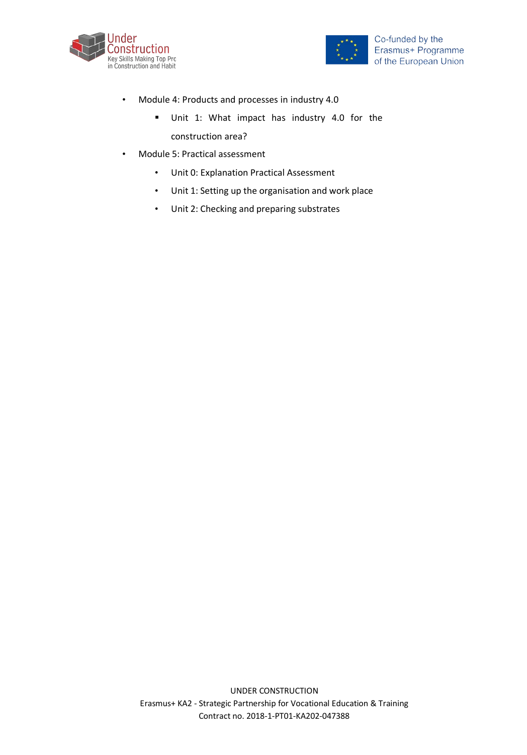- Module 4: Products and processes in industry 4.0
    - Unit 1: What impact has industry 4.0 for the construction area?
- Module 5: Practical assessment
    - Unit 0: Explanation Practical Assessment
    - Unit 1: Setting up the organisation and work place
    - Unit 2: Checking and preparing substrates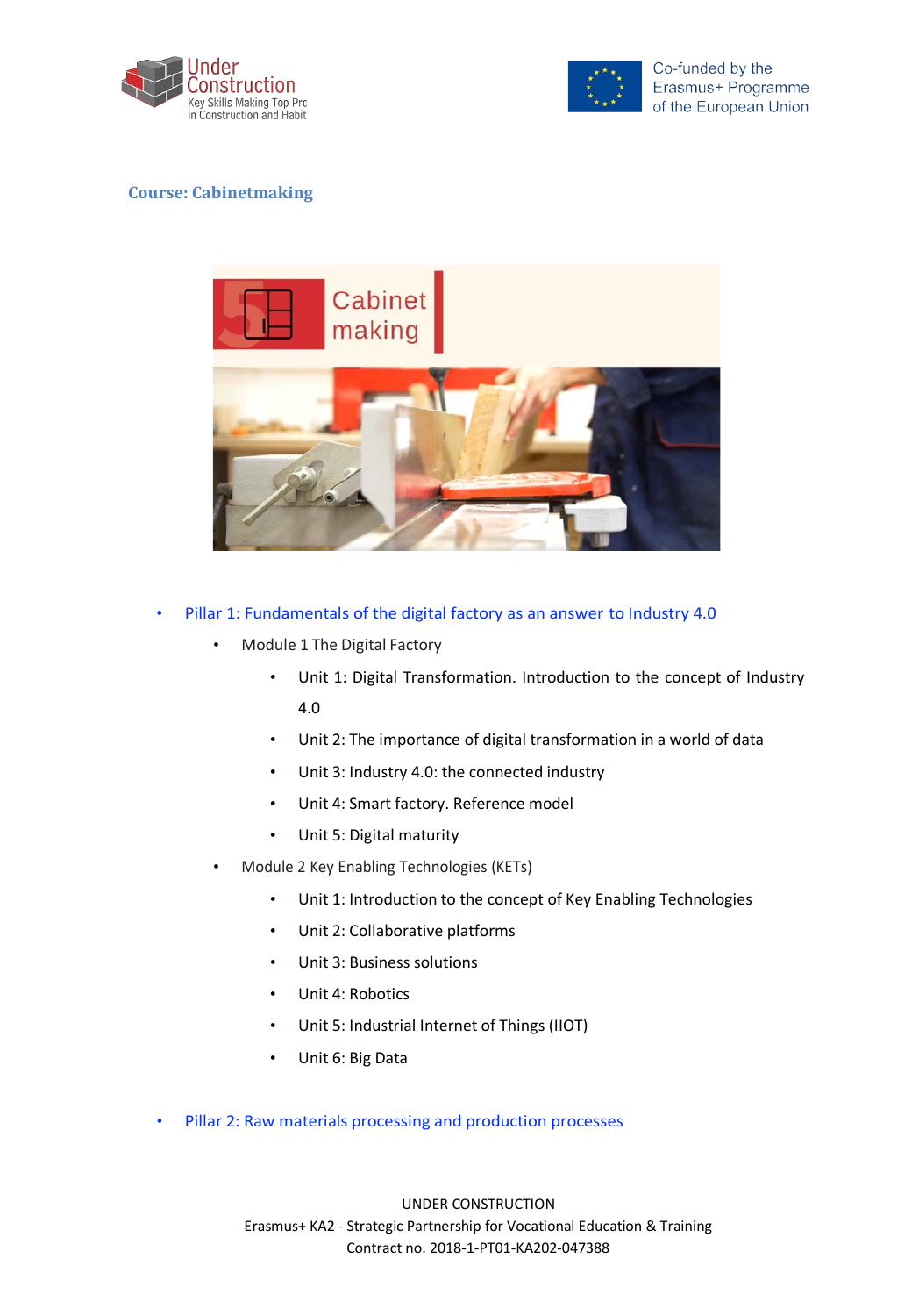**Course: Cabinetmaking**

- Pillar 1: Fundamentals of the digital factory as an answer to Industry 4.0
  - Module 1 The Digital Factory
    - Unit 1: Digital Transformation. Introduction to the concept of Industry 4.0
    - Unit 2: The importance of digital transformation in a world of data
    - Unit 3: Industry 4.0: the connected industry
    - Unit 4: Smart factory. Reference model
    - Unit 5: Digital maturity
  - Module 2 Key Enabling Technologies (KETs)
    - Unit 1: Introduction to the concept of Key Enabling Technologies
    - Unit 2: Collaborative platforms
    - Unit 3: Business solutions
    - Unit 4: Robotics
    - Unit 5: Industrial Internet of Things (IIOT)
    - Unit 6: Big Data
- Pillar 2: Raw materials processing and production processes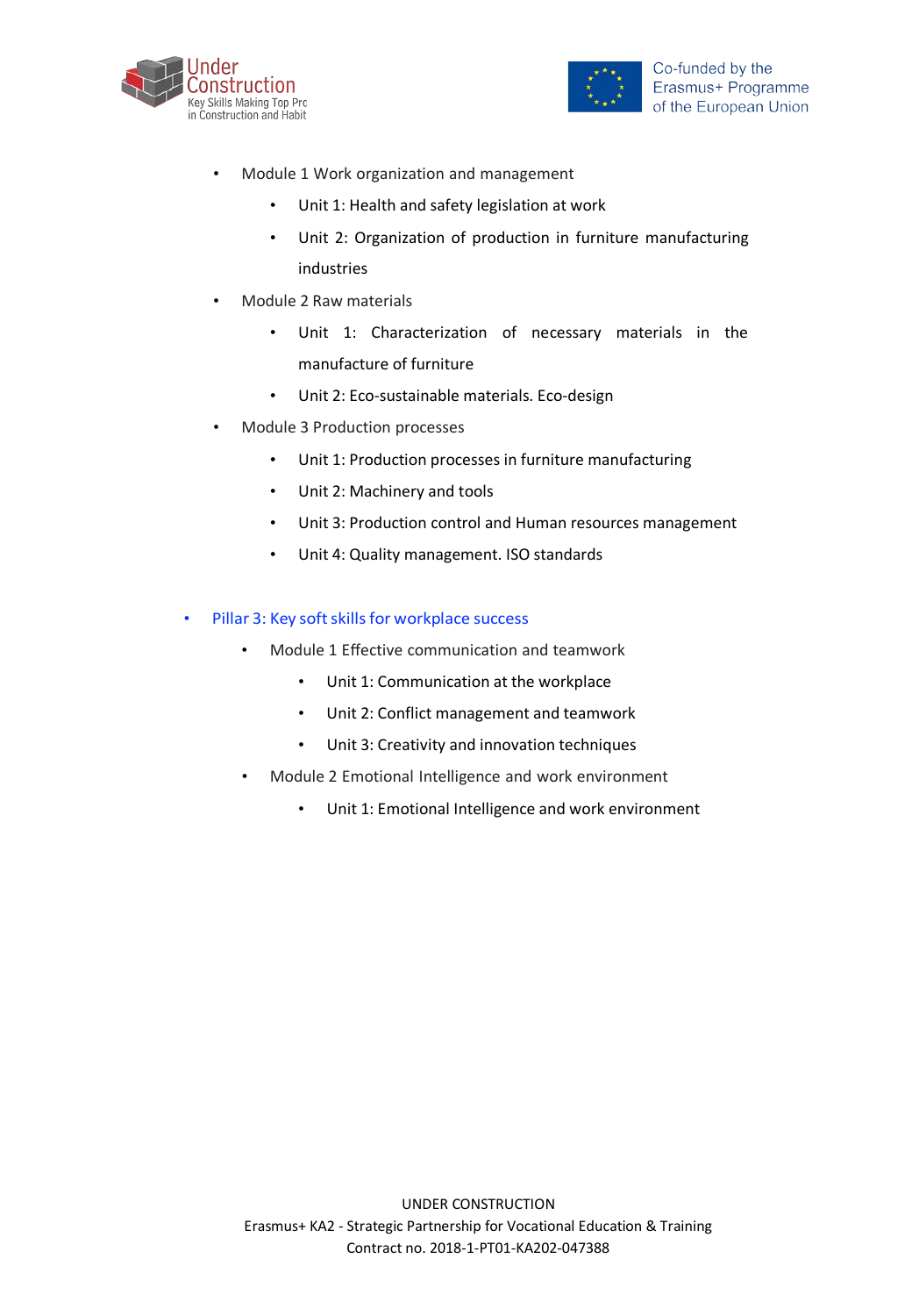- Module 1 Work organization and management
    - Unit 1: Health and safety legislation at work
    - Unit 2: Organization of production in furniture manufacturing industries
- Module 2 Raw materials
    - Unit 1: Characterization of necessary materials in the manufacture of furniture
    - Unit 2: Eco-sustainable materials. Eco-design
- Module 3 Production processes
    - Unit 1: Production processes in furniture manufacturing
    - Unit 2: Machinery and tools
    - Unit 3: Production control and Human resources management
    - Unit 4: Quality management. ISO standards

- Pillar 3: Key soft skills for workplace success
    - Module 1 Effective communication and teamwork
        - Unit 1: Communication at the workplace
        - Unit 2: Conflict management and teamwork
        - Unit 3: Creativity and innovation techniques
    - Module 2 Emotional Intelligence and work environment
        - Unit 1: Emotional Intelligence and work environment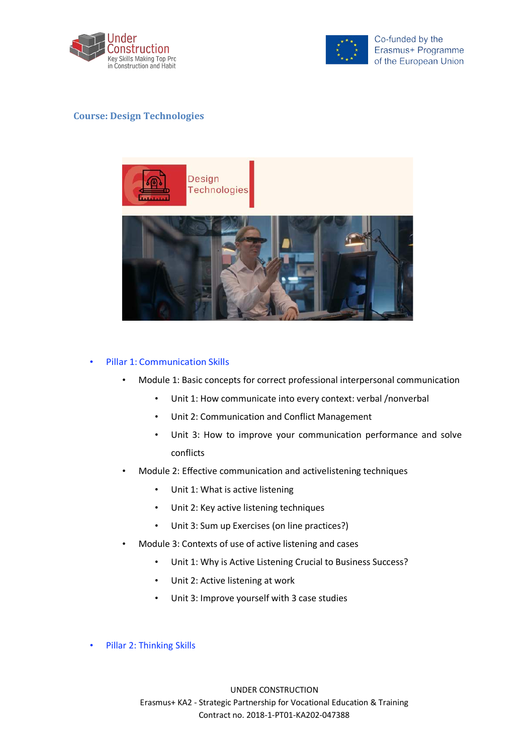**Course: Design Technologies**

- Pillar 1: Communication Skills
  - Module 1: Basic concepts for correct professional interpersonal communication
    - Unit 1: How communicate into every context: verbal /nonverbal
    - Unit 2: Communication and Conflict Management
    - Unit 3: How to improve your communication performance and solve conflicts
  - Module 2: Effective communication and activelistening techniques
    - Unit 1: What is active listening
    - Unit 2: Key active listening techniques
    - Unit 3: Sum up Exercises (on line practices?)
  - Module 3: Contexts of use of active listening and cases
    - Unit 1: Why is Active Listening Crucial to Business Success?
    - Unit 2: Active listening at work
    - Unit 3: Improve yourself with 3 case studies

- Pillar 2: Thinking Skills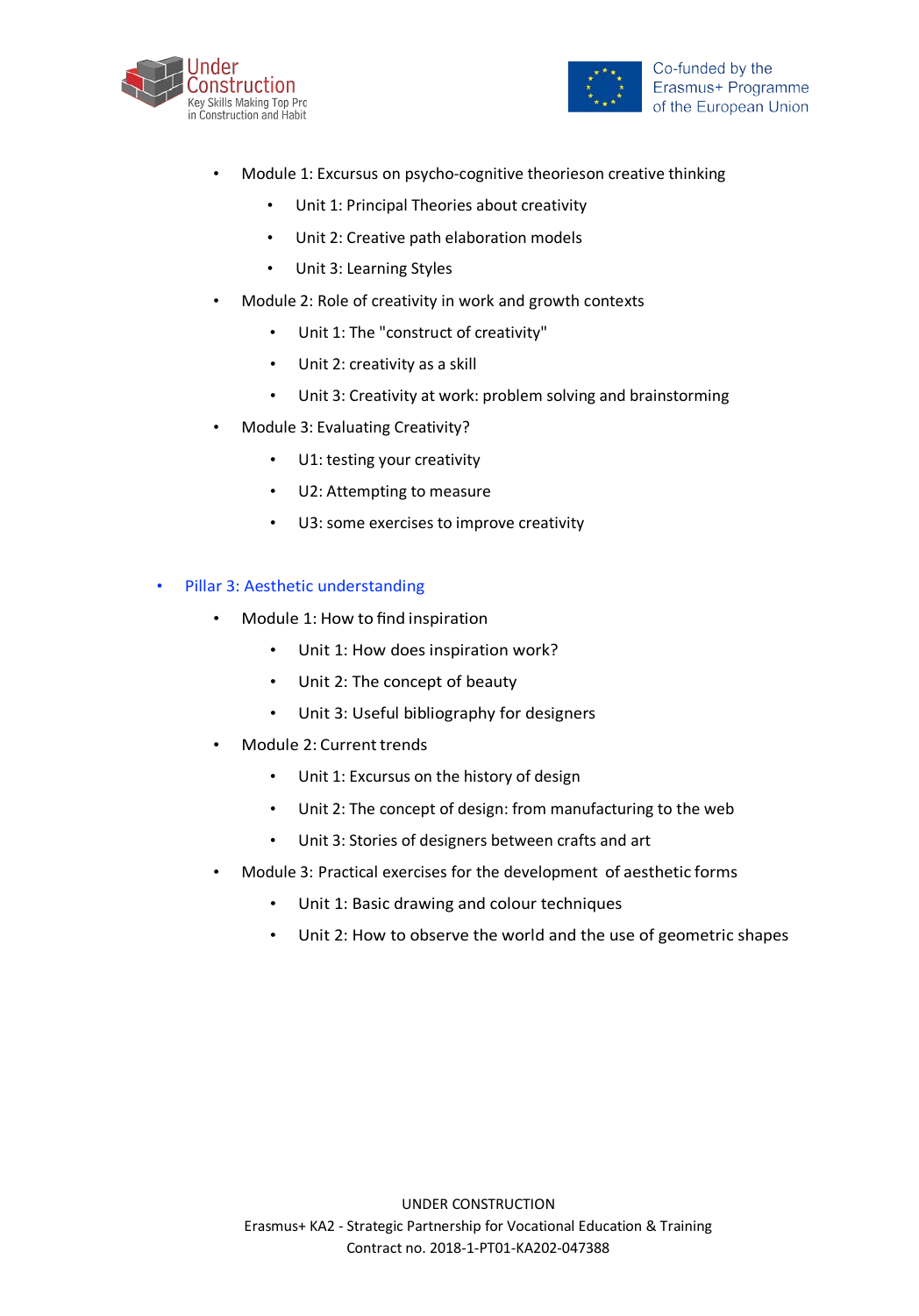- Module 1: Excursus on psycho-cognitive theorieson creative thinking
    - Unit 1: Principal Theories about creativity
    - Unit 2: Creative path elaboration models
    - Unit 3: Learning Styles
- Module 2: Role of creativity in work and growth contexts
    - Unit 1: The "construct of creativity"
    - Unit 2: creativity as a skill
    - Unit 3: Creativity at work: problem solving and brainstorming
- Module 3: Evaluating Creativity?
    - U1: testing your creativity
    - U2: Attempting to measure
    - U3: some exercises to improve creativity

- Pillar 3: Aesthetic understanding
    - Module 1: How to find inspiration
        - Unit 1: How does inspiration work?
        - Unit 2: The concept of beauty
        - Unit 3: Useful bibliography for designers
    - Module 2: Current trends
        - Unit 1: Excursus on the history of design
        - Unit 2: The concept of design: from manufacturing to the web
        - Unit 3: Stories of designers between crafts and art
    - Module 3: Practical exercises for the development of aesthetic forms
        - Unit 1: Basic drawing and colour techniques
        - Unit 2: How to observe the world and the use of geometric shapes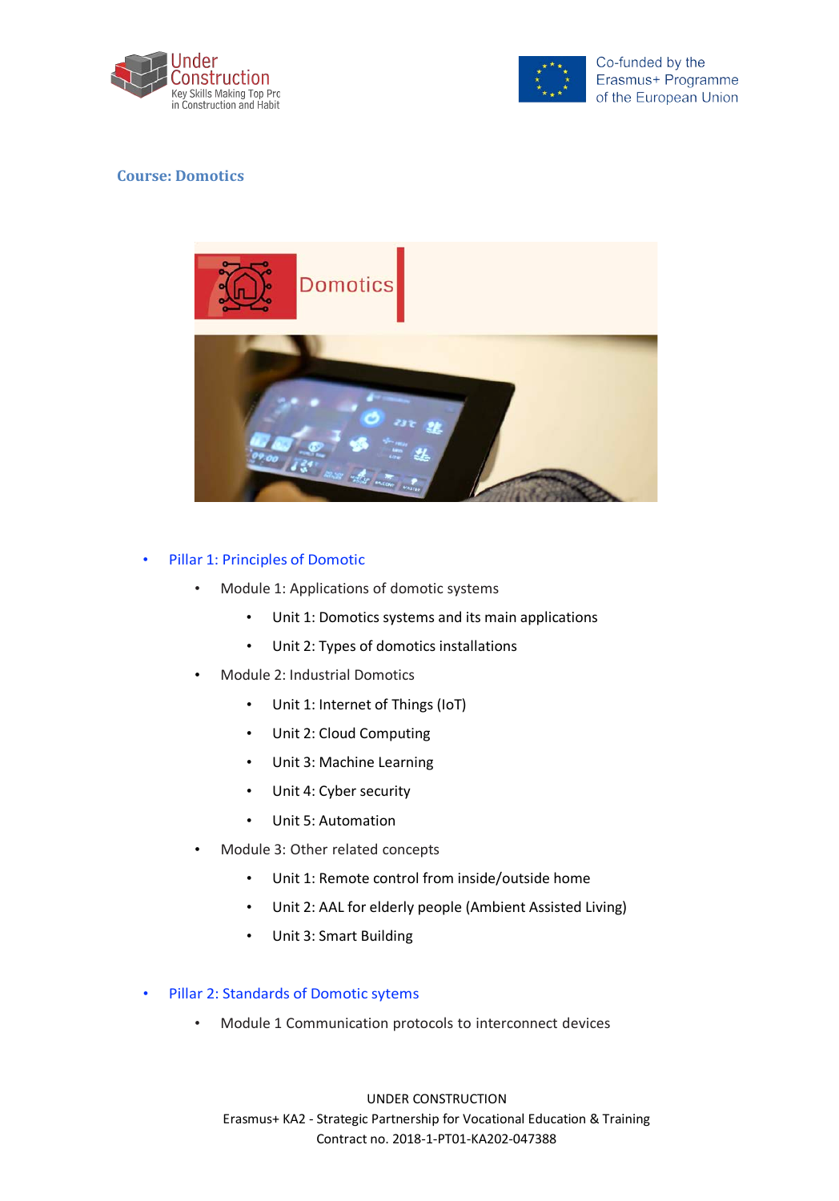**Course: Domotics**

- Pillar 1: Principles of Domotic
    - Module 1: Applications of domotic systems
        - Unit 1: Domotics systems and its main applications
        - Unit 2: Types of domotics installations
    - Module 2: Industrial Domotics
        - Unit 1: Internet of Things (IoT)
        - Unit 2: Cloud Computing
        - Unit 3: Machine Learning
        - Unit 4: Cyber security
        - Unit 5: Automation
    - Module 3: Other related concepts
        - Unit 1: Remote control from inside/outside home
        - Unit 2: AAL for elderly people (Ambient Assisted Living)
        - Unit 3: Smart Building

- Pillar 2: Standards of Domotic sytems
    - Module 1 Communication protocols to interconnect devices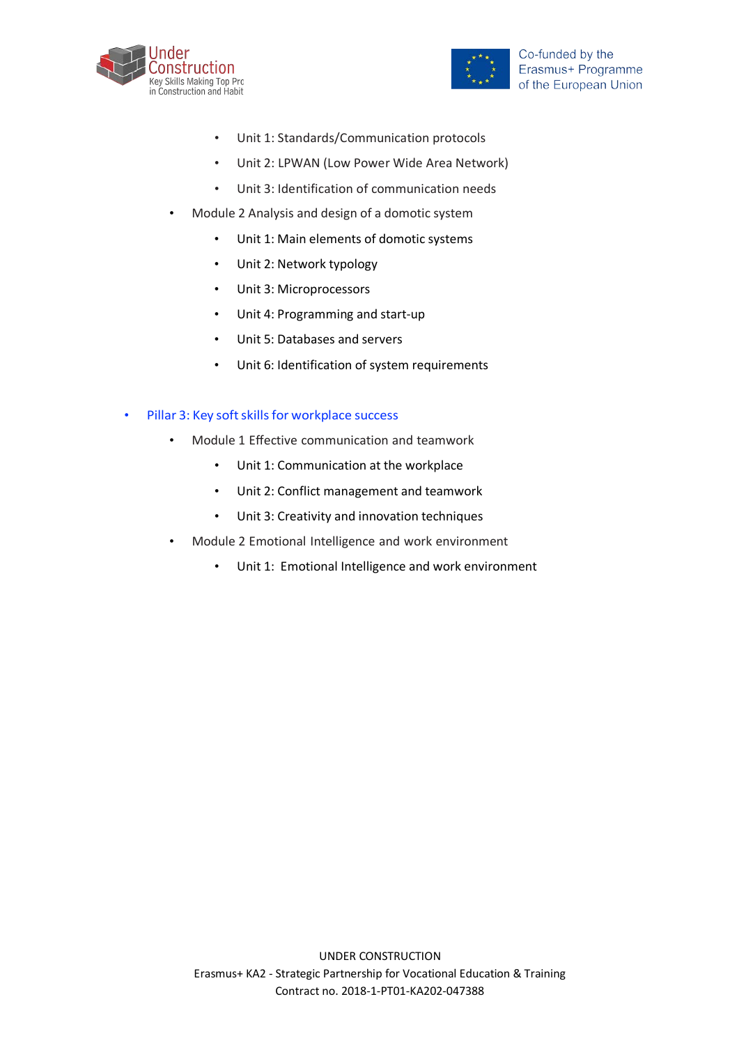- Unit 1: Standards/Communication protocols
        - Unit 2: LPWAN (Low Power Wide Area Network)
        - Unit 3: Identification of communication needs
    - Module 2 Analysis and design of a domotic system
        - Unit 1: Main elements of domotic systems
        - Unit 2: Network typology
        - Unit 3: Microprocessors
        - Unit 4: Programming and start-up
        - Unit 5: Databases and servers
        - Unit 6: Identification of system requirements

- Pillar 3: Key soft skills for workplace success
    - Module 1 Effective communication and teamwork
        - Unit 1: Communication at the workplace
        - Unit 2: Conflict management and teamwork
        - Unit 3: Creativity and innovation techniques
    - Module 2 Emotional Intelligence and work environment
        - Unit 1: Emotional Intelligence and work environment